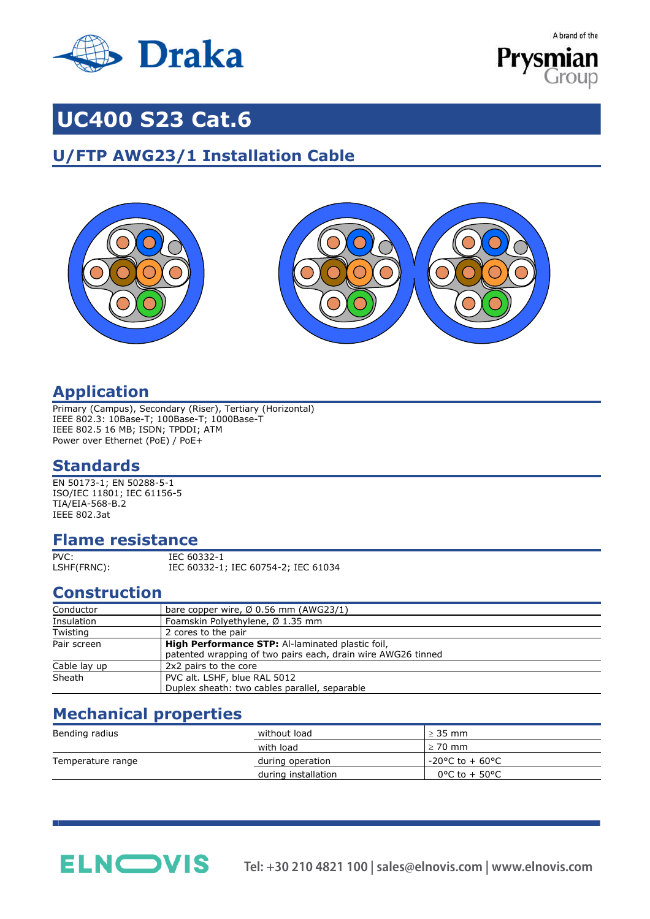# UC400 S23 Cat.6

## U/FTP AWG23/1 Installation Cable

## Application

Primary (Campus), Secondary (Riser), Tertiary (Horizontal)
IEEE 802.3: 10Base-T; 100Base-T; 1000Base-T
IEEE 802.5 16 MB; ISDN; TPDDI; ATM
Power over Ethernet (PoE) / PoE+

## Standards

EN 50173-1; EN 50288-5-1
ISO/IEC 11801; IEC 61156-5
TIA/EIA-568-B.2
IEEE 802.3at

## Flame resistance

| | |
|---|---|
| PVC: | IEC 60332-1 |
| LSHF(FRNC): | IEC 60332-1; IEC 60754-2; IEC 61034 |

## Construction

| | |
|---|---|
| Conductor | bare copper wire, Ø 0.56 mm (AWG23/1) |
| Insulation | Foamskin Polyethylene, Ø 1.35 mm |
| Twisting | 2 cores to the pair |
| Pair screen | **High Performance STP:** Al-laminated plastic foil, patented wrapping of two pairs each, drain wire AWG26 tinned |
| Cable lay up | 2x2 pairs to the core |
| Sheath | PVC alt. LSHF, blue RAL 5012<br>Duplex sheath: two cables parallel, separable |

## Mechanical properties

| | | |
|---|---|---|
| Bending radius | without load | ≥ 35 mm |
| | with load | ≥ 70 mm |
| Temperature range | during operation | -20°C to + 60°C |
| | during installation | 0°C to + 50°C |

Tel: +30 210 4821 100 | sales@elnovis.com | www.elnovis.com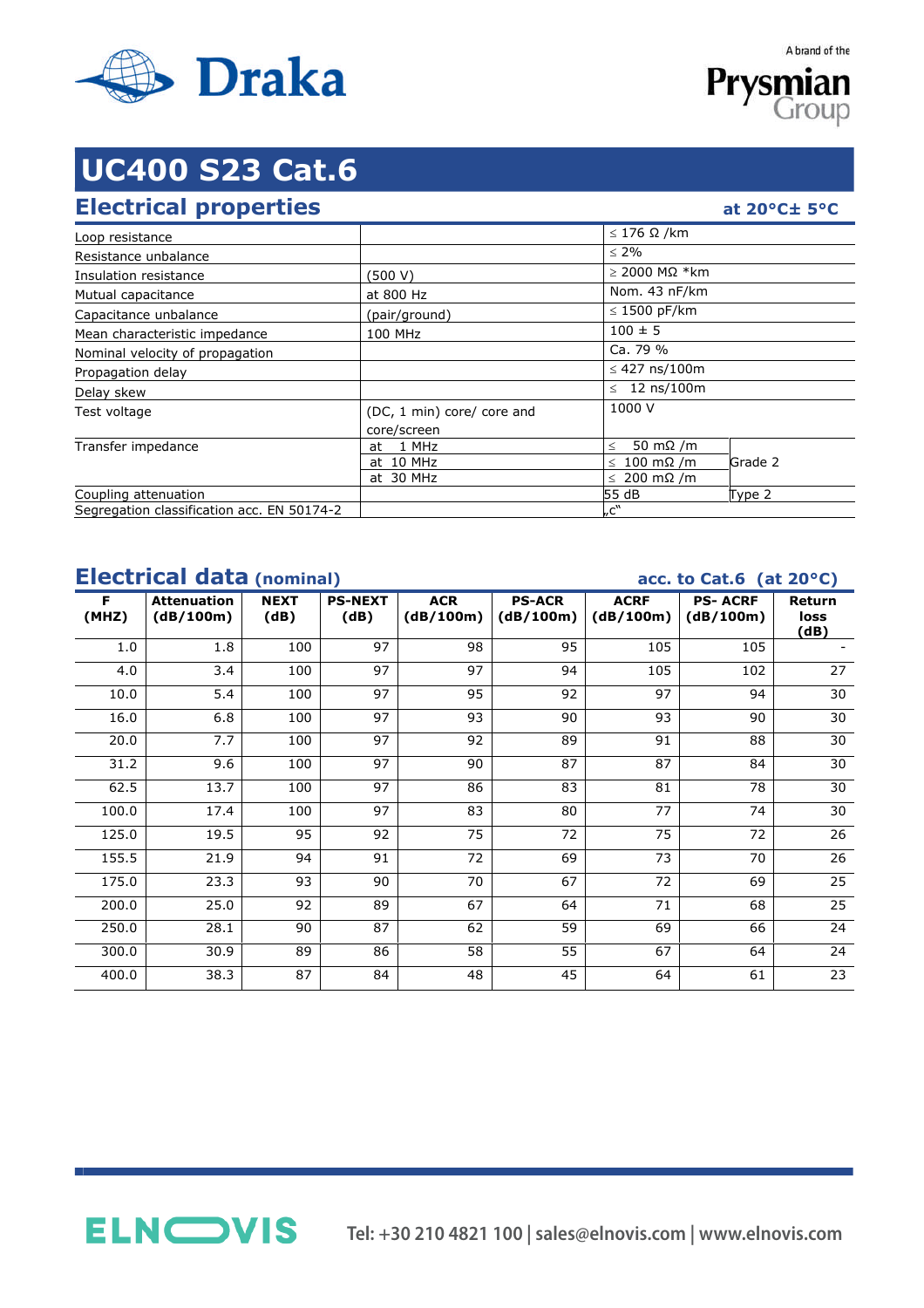# UC400 S23 Cat.6

## Electrical properties

at 20°C± 5°C

| | | | |
|---|---|---|---|
| Loop resistance | | ≤ 176 Ω /km | |
| Resistance unbalance | | ≤ 2% | |
| Insulation resistance | (500 V) | ≥ 2000 MΩ *km | |
| Mutual capacitance | at 800 Hz | Nom. 43 nF/km | |
| Capacitance unbalance | (pair/ground) | ≤ 1500 pF/km | |
| Mean characteristic impedance | 100 MHz | 100 ± 5 | |
| Nominal velocity of propagation | | Ca. 79 % | |
| Propagation delay | | ≤ 427 ns/100m | |
| Delay skew | | ≤ 12 ns/100m | |
| Test voltage | (DC, 1 min) core/ core and core/screen | 1000 V | |
| Transfer impedance | at 1 MHz | ≤ 50 mΩ /m | Grade 2 |
| | at 10 MHz | ≤ 100 mΩ /m | |
| | at 30 MHz | ≤ 200 mΩ /m | |
| Coupling attenuation | | 55 dB | Type 2 |
| Segregation classification acc. EN 50174-2 | | „c" | |

## Electrical data (nominal)

acc. to Cat.6 (at 20°C)

| F (MHZ) | Attenuation (dB/100m) | NEXT (dB) | PS-NEXT (dB) | ACR (dB/100m) | PS-ACR (dB/100m) | ACRF (dB/100m) | PS- ACRF (dB/100m) | Return loss (dB) |
|---|---|---|---|---|---|---|---|---|
| 1.0 | 1.8 | 100 | 97 | 98 | 95 | 105 | 105 | - |
| 4.0 | 3.4 | 100 | 97 | 97 | 94 | 105 | 102 | 27 |
| 10.0 | 5.4 | 100 | 97 | 95 | 92 | 97 | 94 | 30 |
| 16.0 | 6.8 | 100 | 97 | 93 | 90 | 93 | 90 | 30 |
| 20.0 | 7.7 | 100 | 97 | 92 | 89 | 91 | 88 | 30 |
| 31.2 | 9.6 | 100 | 97 | 90 | 87 | 87 | 84 | 30 |
| 62.5 | 13.7 | 100 | 97 | 86 | 83 | 81 | 78 | 30 |
| 100.0 | 17.4 | 100 | 97 | 83 | 80 | 77 | 74 | 30 |
| 125.0 | 19.5 | 95 | 92 | 75 | 72 | 75 | 72 | 26 |
| 155.5 | 21.9 | 94 | 91 | 72 | 69 | 73 | 70 | 26 |
| 175.0 | 23.3 | 93 | 90 | 70 | 67 | 72 | 69 | 25 |
| 200.0 | 25.0 | 92 | 89 | 67 | 64 | 71 | 68 | 25 |
| 250.0 | 28.1 | 90 | 87 | 62 | 59 | 69 | 66 | 24 |
| 300.0 | 30.9 | 89 | 86 | 58 | 55 | 67 | 64 | 24 |
| 400.0 | 38.3 | 87 | 84 | 48 | 45 | 64 | 61 | 23 |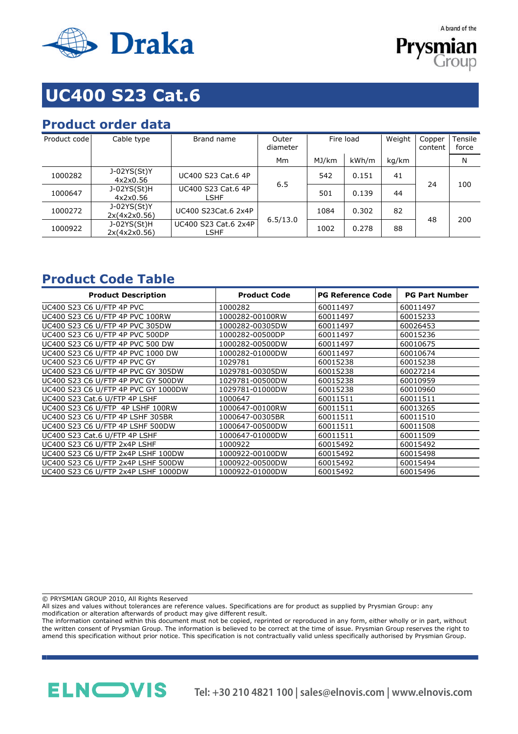# UC400 S23 Cat.6

## Product order data

| Product code | Cable type | Brand name | Outer diameter | Fire load | | Weight | Copper content | Tensile force |
|---|---|---|---|---|---|---|---|---|
| | | | Mm | MJ/km | kWh/m | kg/km | | N |
| 1000282 | J-02YS(St)Y 4x2x0.56 | UC400 S23 Cat.6 4P | 6.5 | 542 | 0.151 | 41 | 24 | 100 |
| 1000647 | J-02YS(St)H 4x2x0.56 | UC400 S23 Cat.6 4P LSHF | | 501 | 0.139 | 44 | | |
| 1000272 | J-02YS(St)Y 2x(4x2x0.56) | UC400 S23Cat.6 2x4P | 6.5/13.0 | 1084 | 0.302 | 82 | 48 | 200 |
| 1000922 | J-02YS(St)H 2x(4x2x0.56) | UC400 S23 Cat.6 2x4P LSHF | | 1002 | 0.278 | 88 | | |

## Product Code Table

| Product Description | Product Code | PG Reference Code | PG Part Number |
|---|---|---|---|
| UC400 S23 C6 U/FTP 4P PVC | 1000282 | 60011497 | 60011497 |
| UC400 S23 C6 U/FTP 4P PVC 100RW | 1000282-00100RW | 60011497 | 60015233 |
| UC400 S23 C6 U/FTP 4P PVC 305DW | 1000282-00305DW | 60011497 | 60026453 |
| UC400 S23 C6 U/FTP 4P PVC 500DP | 1000282-00500DP | 60011497 | 60015236 |
| UC400 S23 C6 U/FTP 4P PVC 500 DW | 1000282-00500DW | 60011497 | 60010675 |
| UC400 S23 C6 U/FTP 4P PVC 1000 DW | 1000282-01000DW | 60011497 | 60010674 |
| UC400 S23 C6 U/FTP 4P PVC GY | 1029781 | 60015238 | 60015238 |
| UC400 S23 C6 U/FTP 4P PVC GY 305DW | 1029781-00305DW | 60015238 | 60027214 |
| UC400 S23 C6 U/FTP 4P PVC GY 500DW | 1029781-00500DW | 60015238 | 60010959 |
| UC400 S23 C6 U/FTP 4P PVC GY 1000DW | 1029781-01000DW | 60015238 | 60010960 |
| UC400 S23 Cat.6 U/FTP 4P LSHF | 1000647 | 60011511 | 60011511 |
| UC400 S23 C6 U/FTP 4P LSHF 100RW | 1000647-00100RW | 60011511 | 60013265 |
| UC400 S23 C6 U/FTP 4P LSHF 305BR | 1000647-00305BR | 60011511 | 60011510 |
| UC400 S23 C6 U/FTP 4P LSHF 500DW | 1000647-00500DW | 60011511 | 60011508 |
| UC400 S23 Cat.6 U/FTP 4P LSHF | 1000647-01000DW | 60011511 | 60011509 |
| UC400 S23 C6 U/FTP 2x4P LSHF | 1000922 | 60015492 | 60015492 |
| UC400 S23 C6 U/FTP 2x4P LSHF 100DW | 1000922-00100DW | 60015492 | 60015498 |
| UC400 S23 C6 U/FTP 2x4P LSHF 500DW | 1000922-00500DW | 60015492 | 60015494 |
| UC400 S23 C6 U/FTP 2x4P LSHF 1000DW | 1000922-01000DW | 60015492 | 60015496 |

© PRYSMIAN GROUP 2010, All Rights Reserved
All sizes and values without tolerances are reference values. Specifications are for product as supplied by Prysmian Group: any modification or alteration afterwards of product may give different result.
The information contained within this document must not be copied, reprinted or reproduced in any form, either wholly or in part, without the written consent of Prysmian Group. The information is believed to be correct at the time of issue. Prysmian Group reserves the right to amend this specification without prior notice. This specification is not contractually valid unless specifically authorised by Prysmian Group.

ELNOVIS Tel: +30 210 4821 100 | sales@elnovis.com | www.elnovis.com